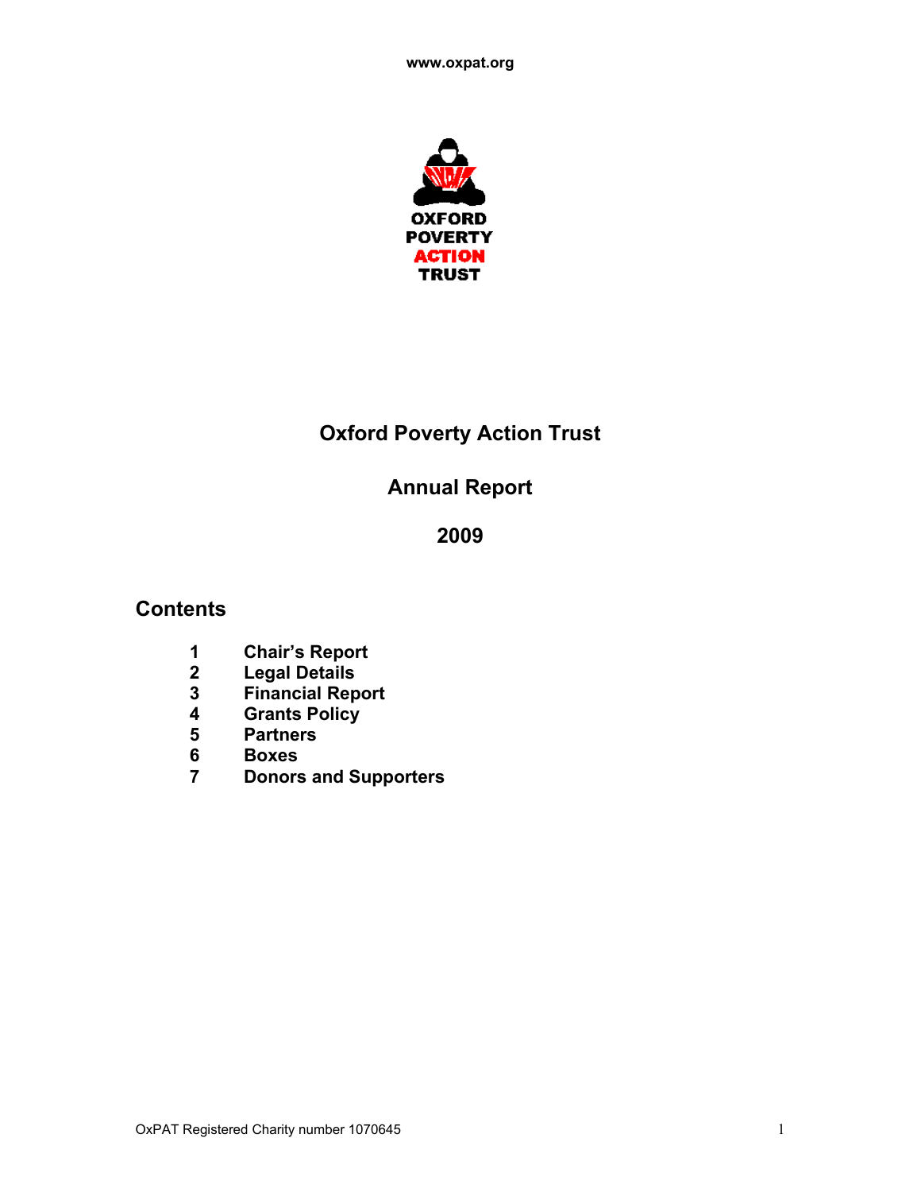www.oxpat.org

OXFORD
POVERTY
ACTION
TRUST

# Oxford Poverty Action Trust

## Annual Report

## 2009

## Contents

1. Chair's Report
2. Legal Details
3. Financial Report
4. Grants Policy
5. Partners
6. Boxes
7. Donors and Supporters

OxPAT Registered Charity number 1070645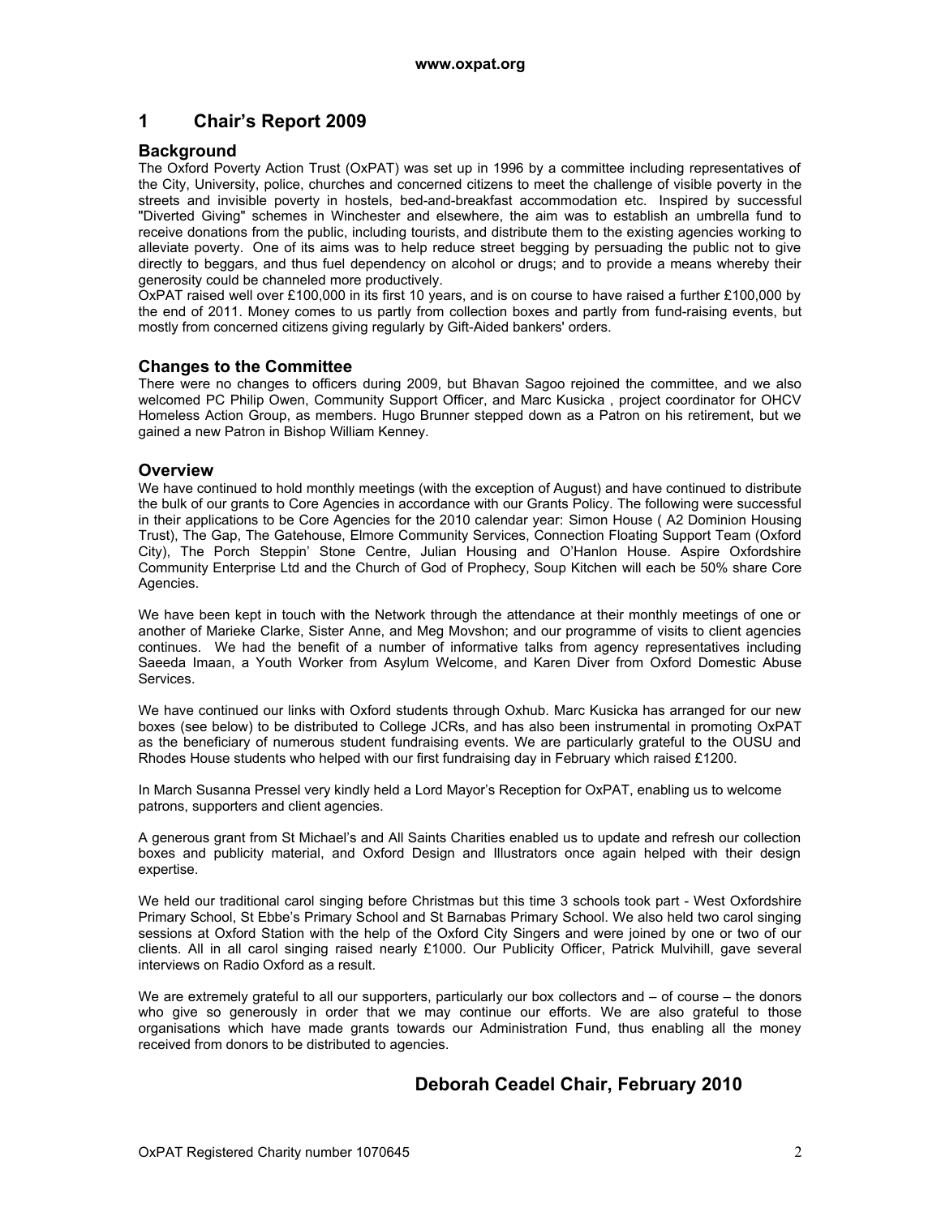# 1 Chair's Report 2009

## Background

The Oxford Poverty Action Trust (OxPAT) was set up in 1996 by a committee including representatives of the City, University, police, churches and concerned citizens to meet the challenge of visible poverty in the streets and invisible poverty in hostels, bed-and-breakfast accommodation etc. Inspired by successful "Diverted Giving" schemes in Winchester and elsewhere, the aim was to establish an umbrella fund to receive donations from the public, including tourists, and distribute them to the existing agencies working to alleviate poverty. One of its aims was to help reduce street begging by persuading the public not to give directly to beggars, and thus fuel dependency on alcohol or drugs; and to provide a means whereby their generosity could be channeled more productively.

OxPAT raised well over £100,000 in its first 10 years, and is on course to have raised a further £100,000 by the end of 2011. Money comes to us partly from collection boxes and partly from fund-raising events, but mostly from concerned citizens giving regularly by Gift-Aided bankers' orders.

## Changes to the Committee

There were no changes to officers during 2009, but Bhavan Sagoo rejoined the committee, and we also welcomed PC Philip Owen, Community Support Officer, and Marc Kusicka , project coordinator for OHCV Homeless Action Group, as members. Hugo Brunner stepped down as a Patron on his retirement, but we gained a new Patron in Bishop William Kenney.

## Overview

We have continued to hold monthly meetings (with the exception of August) and have continued to distribute the bulk of our grants to Core Agencies in accordance with our Grants Policy. The following were successful in their applications to be Core Agencies for the 2010 calendar year: Simon House ( A2 Dominion Housing Trust), The Gap, The Gatehouse, Elmore Community Services, Connection Floating Support Team (Oxford City), The Porch Steppin' Stone Centre, Julian Housing and O'Hanlon House. Aspire Oxfordshire Community Enterprise Ltd and the Church of God of Prophecy, Soup Kitchen will each be 50% share Core Agencies.

We have been kept in touch with the Network through the attendance at their monthly meetings of one or another of Marieke Clarke, Sister Anne, and Meg Movshon; and our programme of visits to client agencies continues. We had the benefit of a number of informative talks from agency representatives including Saeeda Imaan, a Youth Worker from Asylum Welcome, and Karen Diver from Oxford Domestic Abuse Services.

We have continued our links with Oxford students through Oxhub. Marc Kusicka has arranged for our new boxes (see below) to be distributed to College JCRs, and has also been instrumental in promoting OxPAT as the beneficiary of numerous student fundraising events. We are particularly grateful to the OUSU and Rhodes House students who helped with our first fundraising day in February which raised £1200.

In March Susanna Pressel very kindly held a Lord Mayor's Reception for OxPAT, enabling us to welcome patrons, supporters and client agencies.

A generous grant from St Michael's and All Saints Charities enabled us to update and refresh our collection boxes and publicity material, and Oxford Design and Illustrators once again helped with their design expertise.

We held our traditional carol singing before Christmas but this time 3 schools took part - West Oxfordshire Primary School, St Ebbe's Primary School and St Barnabas Primary School. We also held two carol singing sessions at Oxford Station with the help of the Oxford City Singers and were joined by one or two of our clients. All in all carol singing raised nearly £1000. Our Publicity Officer, Patrick Mulvihill, gave several interviews on Radio Oxford as a result.

We are extremely grateful to all our supporters, particularly our box collectors and – of course – the donors who give so generously in order that we may continue our efforts. We are also grateful to those organisations which have made grants towards our Administration Fund, thus enabling all the money received from donors to be distributed to agencies.

**Deborah Ceadel Chair, February 2010**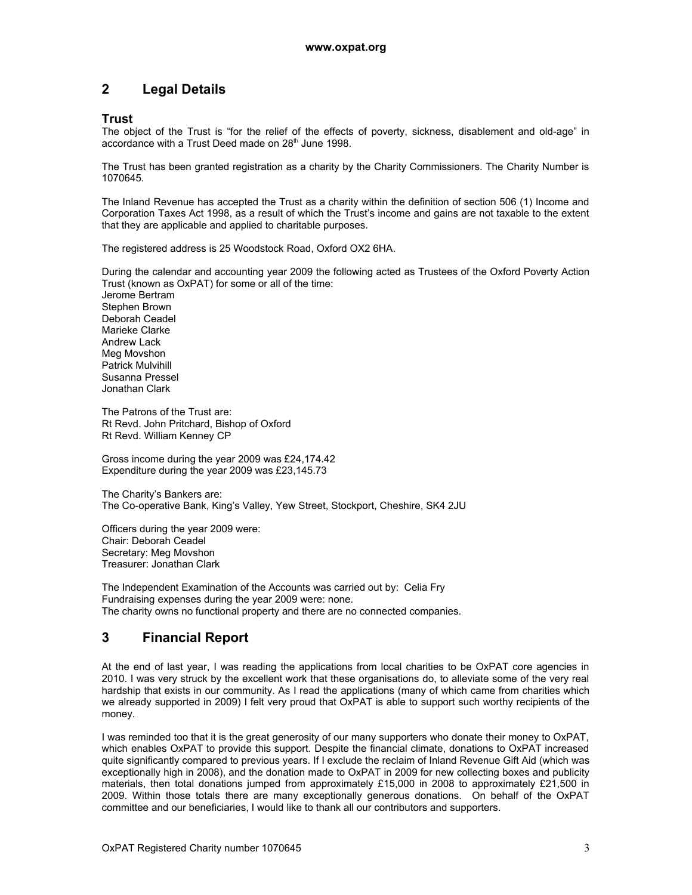## 2 Legal Details

### Trust

The object of the Trust is "for the relief of the effects of poverty, sickness, disablement and old-age" in accordance with a Trust Deed made on 28th June 1998.

The Trust has been granted registration as a charity by the Charity Commissioners. The Charity Number is 1070645.

The Inland Revenue has accepted the Trust as a charity within the definition of section 506 (1) Income and Corporation Taxes Act 1998, as a result of which the Trust's income and gains are not taxable to the extent that they are applicable and applied to charitable purposes.

The registered address is 25 Woodstock Road, Oxford OX2 6HA.

During the calendar and accounting year 2009 the following acted as Trustees of the Oxford Poverty Action Trust (known as OxPAT) for some or all of the time:
Jerome Bertram
Stephen Brown
Deborah Ceadel
Marieke Clarke
Andrew Lack
Meg Movshon
Patrick Mulvihill
Susanna Pressel
Jonathan Clark

The Patrons of the Trust are:
Rt Revd. John Pritchard, Bishop of Oxford
Rt Revd. William Kenney CP

Gross income during the year 2009 was £24,174.42
Expenditure during the year 2009 was £23,145.73

The Charity's Bankers are:
The Co-operative Bank, King's Valley, Yew Street, Stockport, Cheshire, SK4 2JU

Officers during the year 2009 were:
Chair: Deborah Ceadel
Secretary: Meg Movshon
Treasurer: Jonathan Clark

The Independent Examination of the Accounts was carried out by: Celia Fry
Fundraising expenses during the year 2009 were: none.
The charity owns no functional property and there are no connected companies.

## 3 Financial Report

At the end of last year, I was reading the applications from local charities to be OxPAT core agencies in 2010. I was very struck by the excellent work that these organisations do, to alleviate some of the very real hardship that exists in our community. As I read the applications (many of which came from charities which we already supported in 2009) I felt very proud that OxPAT is able to support such worthy recipients of the money.

I was reminded too that it is the great generosity of our many supporters who donate their money to OxPAT, which enables OxPAT to provide this support. Despite the financial climate, donations to OxPAT increased quite significantly compared to previous years. If I exclude the reclaim of Inland Revenue Gift Aid (which was exceptionally high in 2008), and the donation made to OxPAT in 2009 for new collecting boxes and publicity materials, then total donations jumped from approximately £15,000 in 2008 to approximately £21,500 in 2009. Within those totals there are many exceptionally generous donations. On behalf of the OxPAT committee and our beneficiaries, I would like to thank all our contributors and supporters.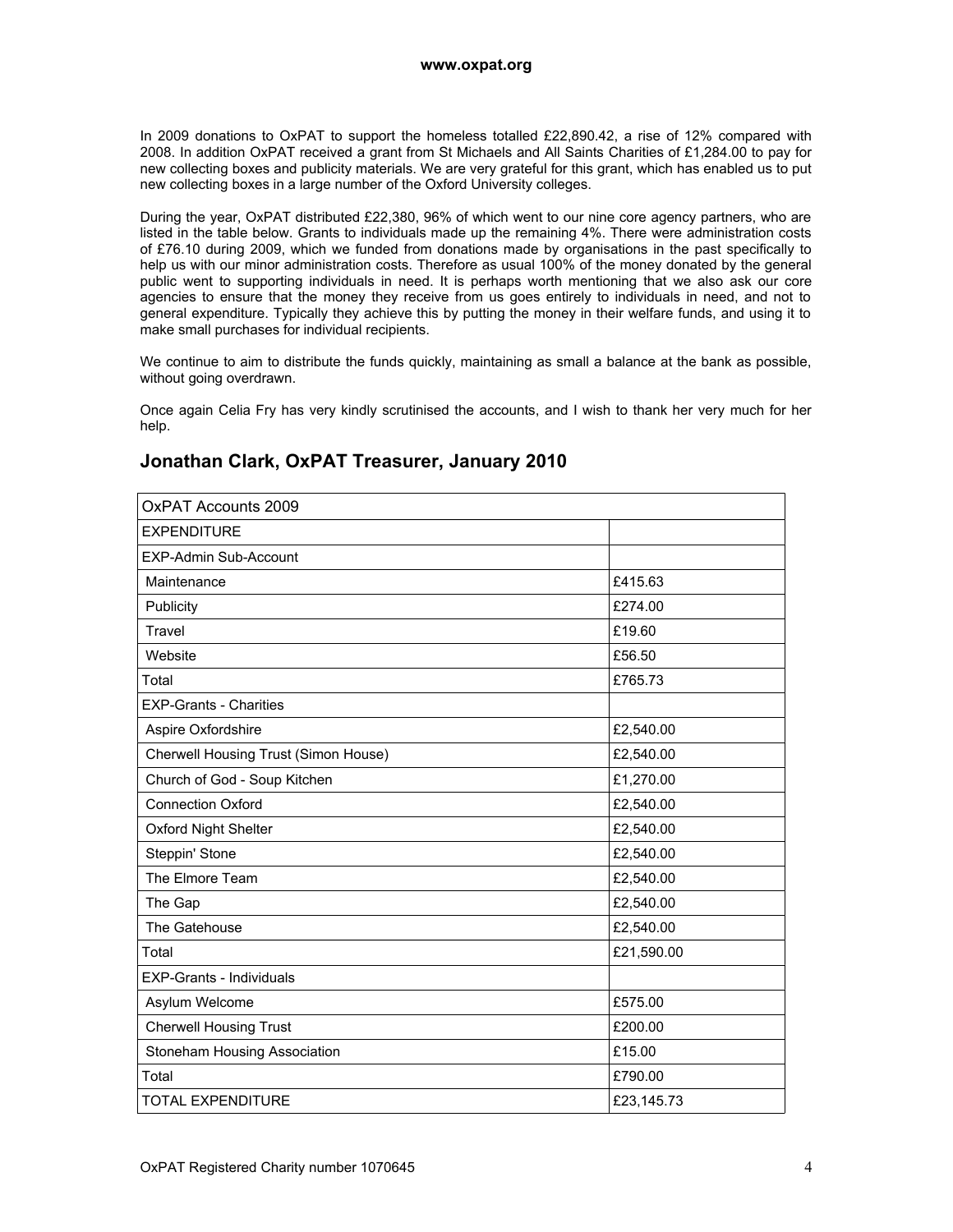In 2009 donations to OxPAT to support the homeless totalled £22,890.42, a rise of 12% compared with 2008. In addition OxPAT received a grant from St Michaels and All Saints Charities of £1,284.00 to pay for new collecting boxes and publicity materials. We are very grateful for this grant, which has enabled us to put new collecting boxes in a large number of the Oxford University colleges.

During the year, OxPAT distributed £22,380, 96% of which went to our nine core agency partners, who are listed in the table below. Grants to individuals made up the remaining 4%. There were administration costs of £76.10 during 2009, which we funded from donations made by organisations in the past specifically to help us with our minor administration costs. Therefore as usual 100% of the money donated by the general public went to supporting individuals in need. It is perhaps worth mentioning that we also ask our core agencies to ensure that the money they receive from us goes entirely to individuals in need, and not to general expenditure. Typically they achieve this by putting the money in their welfare funds, and using it to make small purchases for individual recipients.

We continue to aim to distribute the funds quickly, maintaining as small a balance at the bank as possible, without going overdrawn.

Once again Celia Fry has very kindly scrutinised the accounts, and I wish to thank her very much for her help.

## Jonathan Clark, OxPAT Treasurer, January 2010

| OxPAT Accounts 2009 | |
|---|---|
| EXPENDITURE | |
| EXP-Admin Sub-Account | |
| Maintenance | £415.63 |
| Publicity | £274.00 |
| Travel | £19.60 |
| Website | £56.50 |
| Total | £765.73 |
| EXP-Grants - Charities | |
| Aspire Oxfordshire | £2,540.00 |
| Cherwell Housing Trust (Simon House) | £2,540.00 |
| Church of God - Soup Kitchen | £1,270.00 |
| Connection Oxford | £2,540.00 |
| Oxford Night Shelter | £2,540.00 |
| Steppin' Stone | £2,540.00 |
| The Elmore Team | £2,540.00 |
| The Gap | £2,540.00 |
| The Gatehouse | £2,540.00 |
| Total | £21,590.00 |
| EXP-Grants - Individuals | |
| Asylum Welcome | £575.00 |
| Cherwell Housing Trust | £200.00 |
| Stoneham Housing Association | £15.00 |
| Total | £790.00 |
| TOTAL EXPENDITURE | £23,145.73 |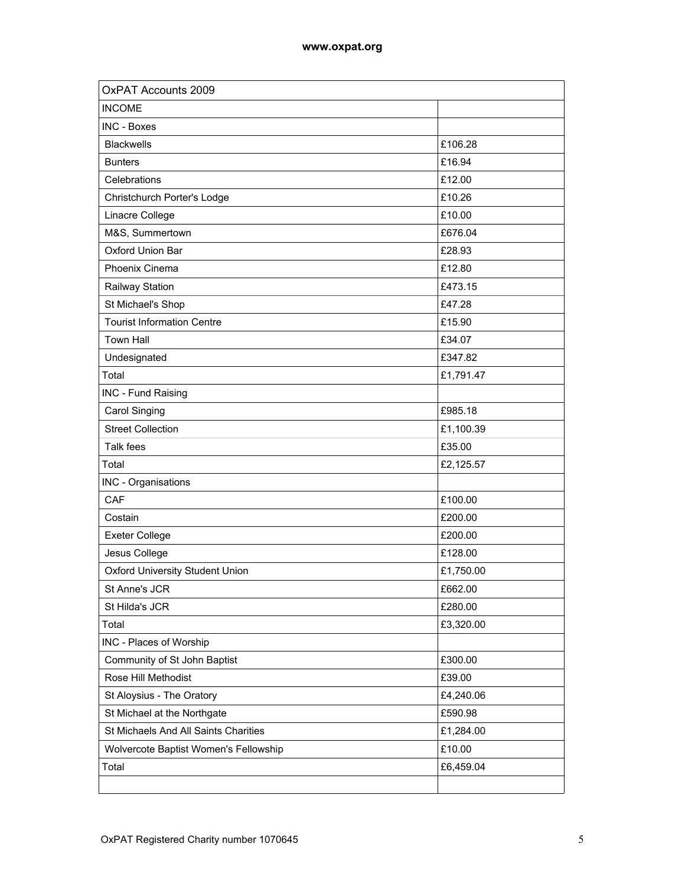| OxPAT Accounts 2009 | |
|---|---|
| INCOME | |
| INC - Boxes | |
| Blackwells | £106.28 |
| Bunters | £16.94 |
| Celebrations | £12.00 |
| Christchurch Porter's Lodge | £10.26 |
| Linacre College | £10.00 |
| M&S, Summertown | £676.04 |
| Oxford Union Bar | £28.93 |
| Phoenix Cinema | £12.80 |
| Railway Station | £473.15 |
| St Michael's Shop | £47.28 |
| Tourist Information Centre | £15.90 |
| Town Hall | £34.07 |
| Undesignated | £347.82 |
| Total | £1,791.47 |
| INC - Fund Raising | |
| Carol Singing | £985.18 |
| Street Collection | £1,100.39 |
| Talk fees | £35.00 |
| Total | £2,125.57 |
| INC - Organisations | |
| CAF | £100.00 |
| Costain | £200.00 |
| Exeter College | £200.00 |
| Jesus College | £128.00 |
| Oxford University Student Union | £1,750.00 |
| St Anne's JCR | £662.00 |
| St Hilda's JCR | £280.00 |
| Total | £3,320.00 |
| INC - Places of Worship | |
| Community of St John Baptist | £300.00 |
| Rose Hill Methodist | £39.00 |
| St Aloysius - The Oratory | £4,240.06 |
| St Michael at the Northgate | £590.98 |
| St Michaels And All Saints Charities | £1,284.00 |
| Wolvercote Baptist Women's Fellowship | £10.00 |
| Total | £6,459.04 |
| | |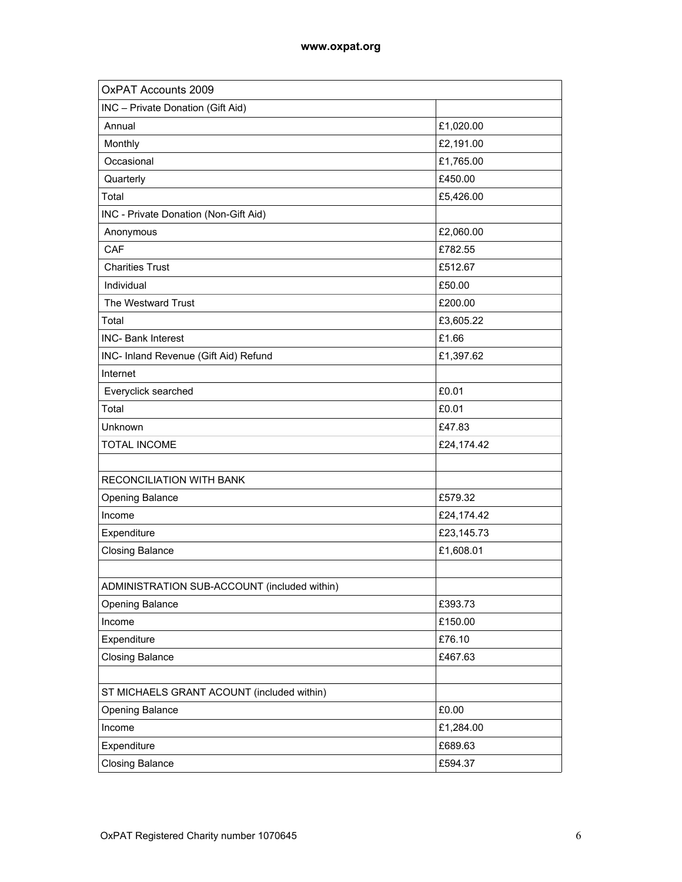| OxPAT Accounts 2009 | |
|---|---|
| INC – Private Donation (Gift Aid) | |
| Annual | £1,020.00 |
| Monthly | £2,191.00 |
| Occasional | £1,765.00 |
| Quarterly | £450.00 |
| Total | £5,426.00 |
| INC - Private Donation (Non-Gift Aid) | |
| Anonymous | £2,060.00 |
| CAF | £782.55 |
| Charities Trust | £512.67 |
| Individual | £50.00 |
| The Westward Trust | £200.00 |
| Total | £3,605.22 |
| INC- Bank Interest | £1.66 |
| INC- Inland Revenue (Gift Aid) Refund | £1,397.62 |
| Internet | |
| Everyclick searched | £0.01 |
| Total | £0.01 |
| Unknown | £47.83 |
| TOTAL INCOME | £24,174.42 |
| | |
| RECONCILIATION WITH BANK | |
| Opening Balance | £579.32 |
| Income | £24,174.42 |
| Expenditure | £23,145.73 |
| Closing Balance | £1,608.01 |
| | |
| ADMINISTRATION SUB-ACCOUNT (included within) | |
| Opening Balance | £393.73 |
| Income | £150.00 |
| Expenditure | £76.10 |
| Closing Balance | £467.63 |
| | |
| ST MICHAELS GRANT ACOUNT (included within) | |
| Opening Balance | £0.00 |
| Income | £1,284.00 |
| Expenditure | £689.63 |
| Closing Balance | £594.37 |

OxPAT Registered Charity number 1070645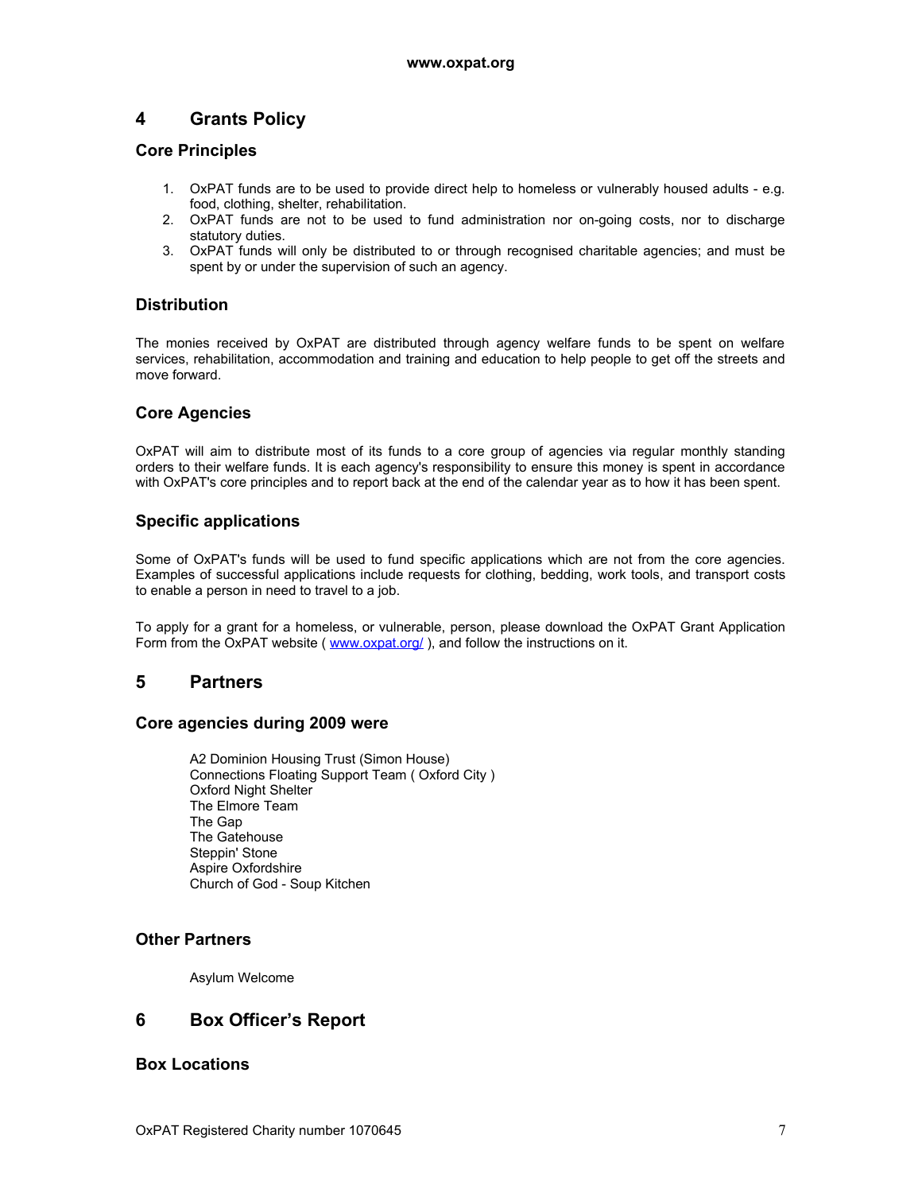# 4 Grants Policy

## Core Principles

1. OxPAT funds are to be used to provide direct help to homeless or vulnerably housed adults - e.g. food, clothing, shelter, rehabilitation.
2. OxPAT funds are not to be used to fund administration nor on-going costs, nor to discharge statutory duties.
3. OxPAT funds will only be distributed to or through recognised charitable agencies; and must be spent by or under the supervision of such an agency.

## Distribution

The monies received by OxPAT are distributed through agency welfare funds to be spent on welfare services, rehabilitation, accommodation and training and education to help people to get off the streets and move forward.

## Core Agencies

OxPAT will aim to distribute most of its funds to a core group of agencies via regular monthly standing orders to their welfare funds. It is each agency's responsibility to ensure this money is spent in accordance with OxPAT's core principles and to report back at the end of the calendar year as to how it has been spent.

## Specific applications

Some of OxPAT's funds will be used to fund specific applications which are not from the core agencies. Examples of successful applications include requests for clothing, bedding, work tools, and transport costs to enable a person in need to travel to a job.

To apply for a grant for a homeless, or vulnerable, person, please download the OxPAT Grant Application Form from the OxPAT website ( [www.oxpat.org/](http://www.oxpat.org/) ), and follow the instructions on it.

# 5 Partners

## Core agencies during 2009 were

A2 Dominion Housing Trust (Simon House)
Connections Floating Support Team ( Oxford City )
Oxford Night Shelter
The Elmore Team
The Gap
The Gatehouse
Steppin' Stone
Aspire Oxfordshire
Church of God - Soup Kitchen

## Other Partners

Asylum Welcome

# 6 Box Officer's Report

## Box Locations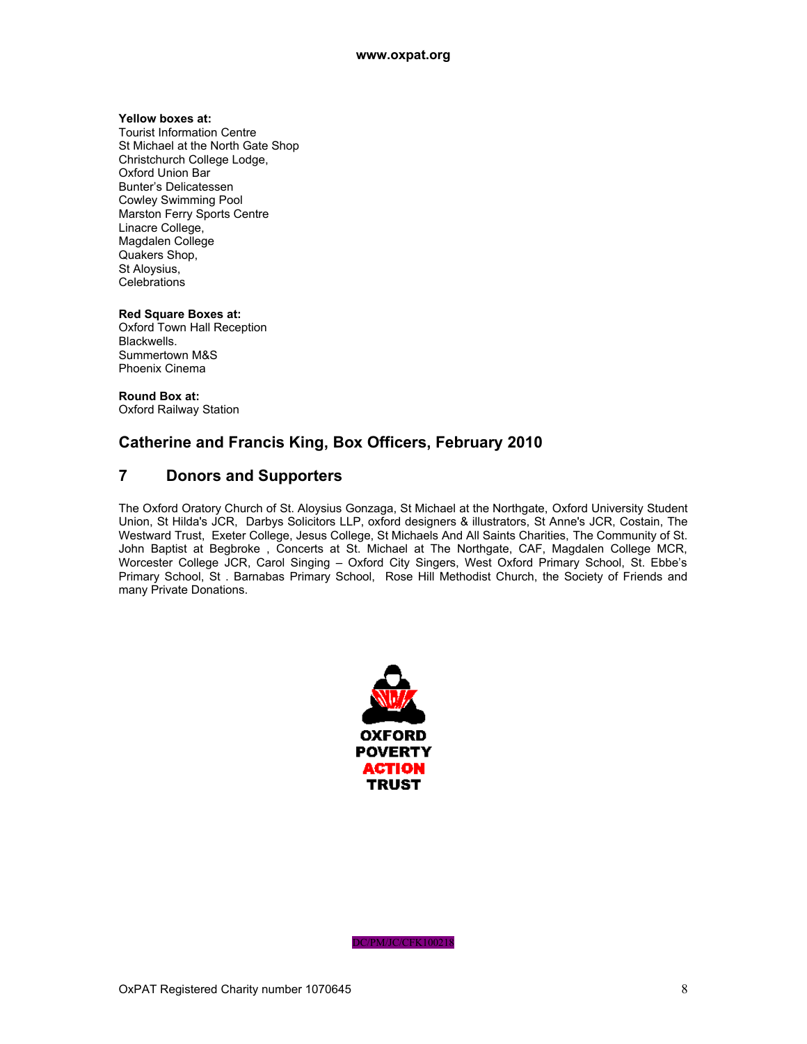**Yellow boxes at:**
Tourist Information Centre
St Michael at the North Gate Shop
Christchurch College Lodge,
Oxford Union Bar
Bunter's Delicatessen
Cowley Swimming Pool
Marston Ferry Sports Centre
Linacre College,
Magdalen College
Quakers Shop,
St Aloysius,
Celebrations

**Red Square Boxes at:**
Oxford Town Hall Reception
Blackwells.
Summertown M&S
Phoenix Cinema

**Round Box at:**
Oxford Railway Station

## Catherine and Francis King, Box Officers, February 2010

## 7 Donors and Supporters

The Oxford Oratory Church of St. Aloysius Gonzaga, St Michael at the Northgate, Oxford University Student Union, St Hilda's JCR, Darbys Solicitors LLP, oxford designers & illustrators, St Anne's JCR, Costain, The Westward Trust, Exeter College, Jesus College, St Michaels And All Saints Charities, The Community of St. John Baptist at Begbroke , Concerts at St. Michael at The Northgate, CAF, Magdalen College MCR, Worcester College JCR, Carol Singing – Oxford City Singers, West Oxford Primary School, St. Ebbe's Primary School, St . Barnabas Primary School, Rose Hill Methodist Church, the Society of Friends and many Private Donations.

OXFORD
POVERTY
ACTION
TRUST

DC/PM/JC/CFK100218

OxPAT Registered Charity number 1070645